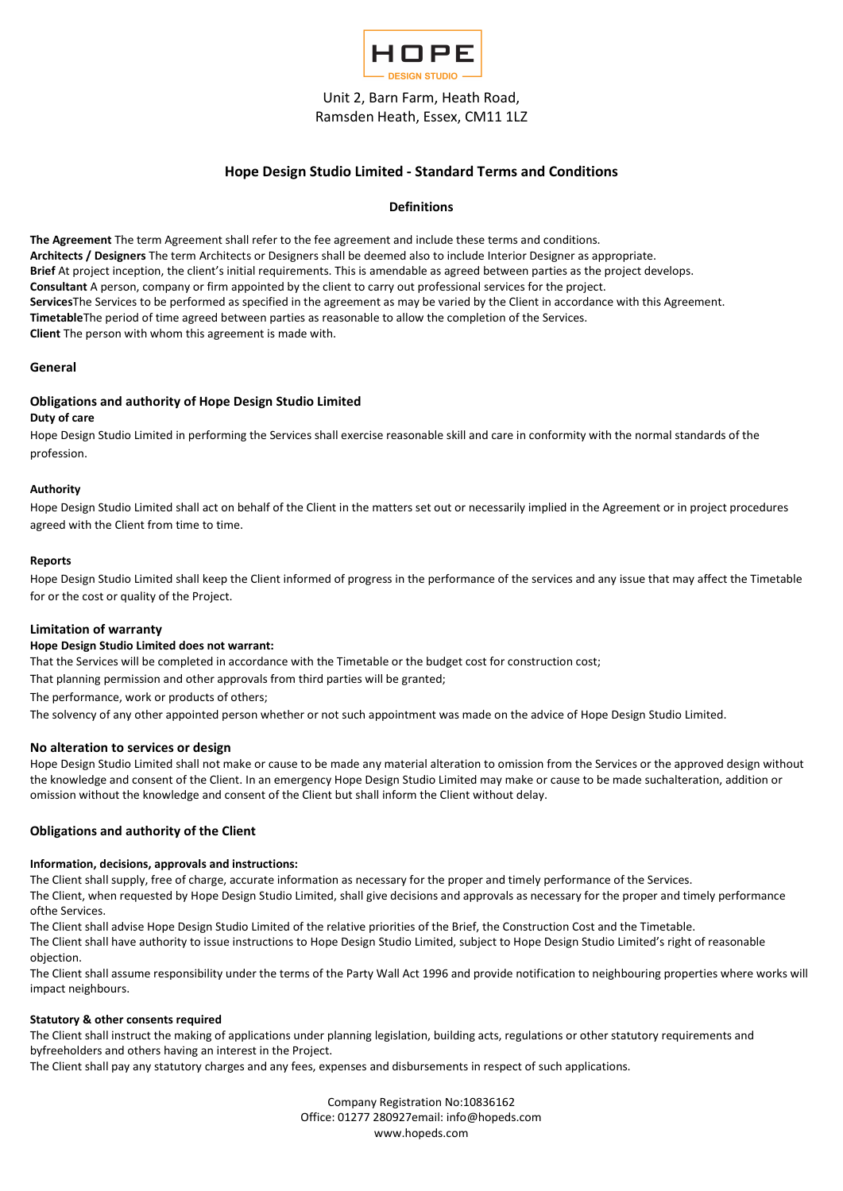HOPE
DESIGN STUDIO

Unit 2, Barn Farm, Heath Road,
Ramsden Heath, Essex, CM11 1LZ

## Hope Design Studio Limited - Standard Terms and Conditions

### Definitions

**The Agreement** The term Agreement shall refer to the fee agreement and include these terms and conditions.
**Architects / Designers** The term Architects or Designers shall be deemed also to include Interior Designer as appropriate.
**Brief** At project inception, the client's initial requirements. This is amendable as agreed between parties as the project develops.
**Consultant** A person, company or firm appointed by the client to carry out professional services for the project.
**Services**The Services to be performed as specified in the agreement as may be varied by the Client in accordance with this Agreement.
**Timetable**The period of time agreed between parties as reasonable to allow the completion of the Services.
**Client** The person with whom this agreement is made with.

### General

### Obligations and authority of Hope Design Studio Limited

**Duty of care**

Hope Design Studio Limited in performing the Services shall exercise reasonable skill and care in conformity with the normal standards of the profession.

**Authority**

Hope Design Studio Limited shall act on behalf of the Client in the matters set out or necessarily implied in the Agreement or in project procedures agreed with the Client from time to time.

**Reports**

Hope Design Studio Limited shall keep the Client informed of progress in the performance of the services and any issue that may affect the Timetable for or the cost or quality of the Project.

### Limitation of warranty

**Hope Design Studio Limited does not warrant:**

That the Services will be completed in accordance with the Timetable or the budget cost for construction cost;

That planning permission and other approvals from third parties will be granted;

The performance, work or products of others;

The solvency of any other appointed person whether or not such appointment was made on the advice of Hope Design Studio Limited.

### No alteration to services or design

Hope Design Studio Limited shall not make or cause to be made any material alteration to omission from the Services or the approved design without the knowledge and consent of the Client. In an emergency Hope Design Studio Limited may make or cause to be made suchalteration, addition or omission without the knowledge and consent of the Client but shall inform the Client without delay.

### Obligations and authority of the Client

**Information, decisions, approvals and instructions:**

The Client shall supply, free of charge, accurate information as necessary for the proper and timely performance of the Services.
The Client, when requested by Hope Design Studio Limited, shall give decisions and approvals as necessary for the proper and timely performance ofthe Services.
The Client shall advise Hope Design Studio Limited of the relative priorities of the Brief, the Construction Cost and the Timetable.
The Client shall have authority to issue instructions to Hope Design Studio Limited, subject to Hope Design Studio Limited's right of reasonable objection.
The Client shall assume responsibility under the terms of the Party Wall Act 1996 and provide notification to neighbouring properties where works will impact neighbours.

**Statutory & other consents required**

The Client shall instruct the making of applications under planning legislation, building acts, regulations or other statutory requirements and byfreeholders and others having an interest in the Project.
The Client shall pay any statutory charges and any fees, expenses and disbursements in respect of such applications.

Company Registration No:10836162
Office: 01277 280927email: info@hopeds.com
www.hopeds.com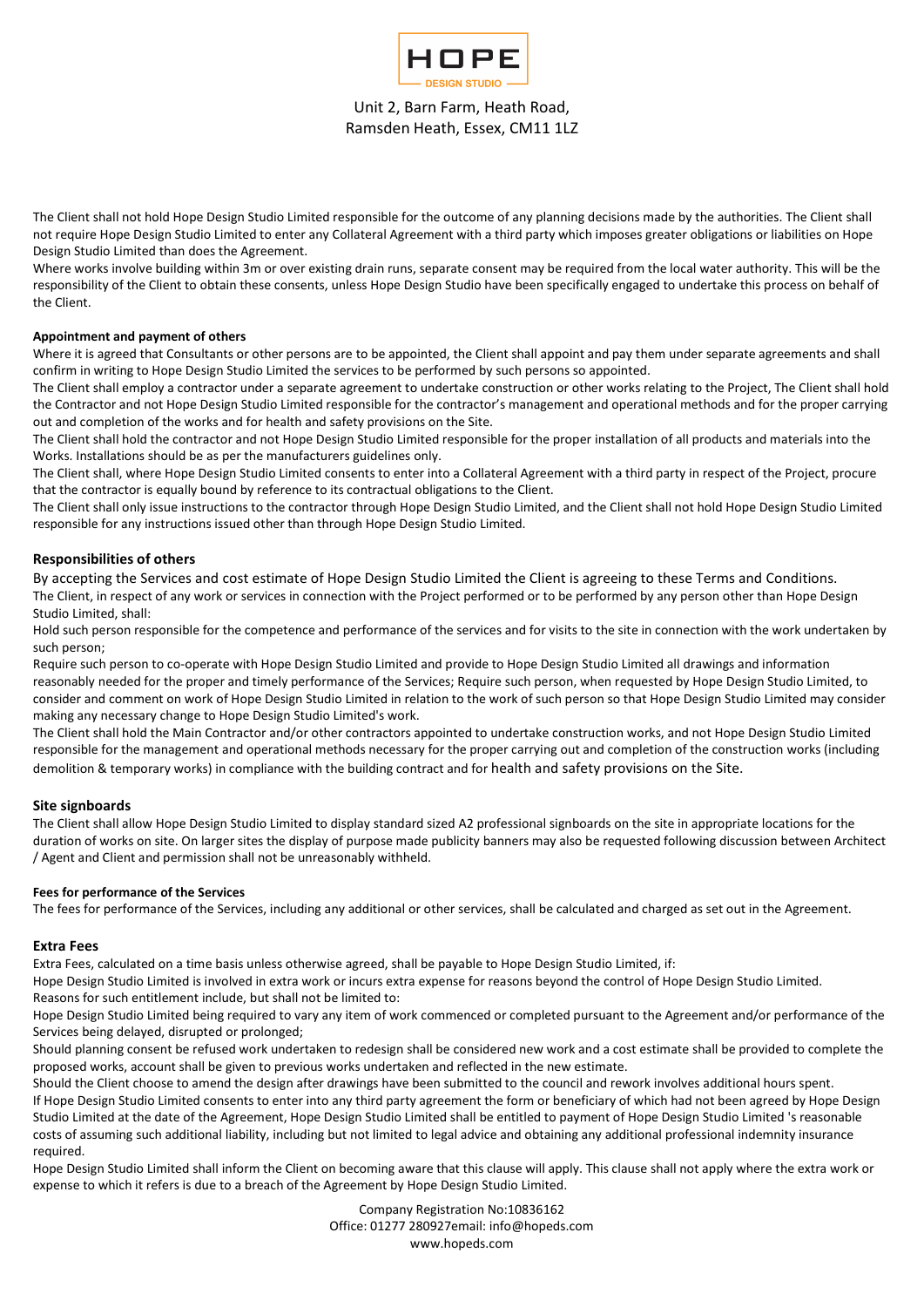The Client shall not hold Hope Design Studio Limited responsible for the outcome of any planning decisions made by the authorities. The Client shall not require Hope Design Studio Limited to enter any Collateral Agreement with a third party which imposes greater obligations or liabilities on Hope Design Studio Limited than does the Agreement.

Where works involve building within 3m or over existing drain runs, separate consent may be required from the local water authority. This will be the responsibility of the Client to obtain these consents, unless Hope Design Studio have been specifically engaged to undertake this process on behalf of the Client.

**Appointment and payment of others**

Where it is agreed that Consultants or other persons are to be appointed, the Client shall appoint and pay them under separate agreements and shall confirm in writing to Hope Design Studio Limited the services to be performed by such persons so appointed.

The Client shall employ a contractor under a separate agreement to undertake construction or other works relating to the Project, The Client shall hold the Contractor and not Hope Design Studio Limited responsible for the contractor's management and operational methods and for the proper carrying out and completion of the works and for health and safety provisions on the Site.

The Client shall hold the contractor and not Hope Design Studio Limited responsible for the proper installation of all products and materials into the Works. Installations should be as per the manufacturers guidelines only.

The Client shall, where Hope Design Studio Limited consents to enter into a Collateral Agreement with a third party in respect of the Project, procure that the contractor is equally bound by reference to its contractual obligations to the Client.

The Client shall only issue instructions to the contractor through Hope Design Studio Limited, and the Client shall not hold Hope Design Studio Limited responsible for any instructions issued other than through Hope Design Studio Limited.

## Responsibilities of others

By accepting the Services and cost estimate of Hope Design Studio Limited the Client is agreeing to these Terms and Conditions.

The Client, in respect of any work or services in connection with the Project performed or to be performed by any person other than Hope Design Studio Limited, shall:

Hold such person responsible for the competence and performance of the services and for visits to the site in connection with the work undertaken by such person;

Require such person to co-operate with Hope Design Studio Limited and provide to Hope Design Studio Limited all drawings and information reasonably needed for the proper and timely performance of the Services; Require such person, when requested by Hope Design Studio Limited, to consider and comment on work of Hope Design Studio Limited in relation to the work of such person so that Hope Design Studio Limited may consider making any necessary change to Hope Design Studio Limited's work.

The Client shall hold the Main Contractor and/or other contractors appointed to undertake construction works, and not Hope Design Studio Limited responsible for the management and operational methods necessary for the proper carrying out and completion of the construction works (including demolition & temporary works) in compliance with the building contract and for health and safety provisions on the Site.

## Site signboards

The Client shall allow Hope Design Studio Limited to display standard sized A2 professional signboards on the site in appropriate locations for the duration of works on site. On larger sites the display of purpose made publicity banners may also be requested following discussion between Architect / Agent and Client and permission shall not be unreasonably withheld.

**Fees for performance of the Services**

The fees for performance of the Services, including any additional or other services, shall be calculated and charged as set out in the Agreement.

## Extra Fees

Extra Fees, calculated on a time basis unless otherwise agreed, shall be payable to Hope Design Studio Limited, if:

Hope Design Studio Limited is involved in extra work or incurs extra expense for reasons beyond the control of Hope Design Studio Limited.

Reasons for such entitlement include, but shall not be limited to:

Hope Design Studio Limited being required to vary any item of work commenced or completed pursuant to the Agreement and/or performance of the Services being delayed, disrupted or prolonged;

Should planning consent be refused work undertaken to redesign shall be considered new work and a cost estimate shall be provided to complete the proposed works, account shall be given to previous works undertaken and reflected in the new estimate.

Should the Client choose to amend the design after drawings have been submitted to the council and rework involves additional hours spent.

If Hope Design Studio Limited consents to enter into any third party agreement the form or beneficiary of which had not been agreed by Hope Design Studio Limited at the date of the Agreement, Hope Design Studio Limited shall be entitled to payment of Hope Design Studio Limited 's reasonable costs of assuming such additional liability, including but not limited to legal advice and obtaining any additional professional indemnity insurance required.

Hope Design Studio Limited shall inform the Client on becoming aware that this clause will apply. This clause shall not apply where the extra work or expense to which it refers is due to a breach of the Agreement by Hope Design Studio Limited.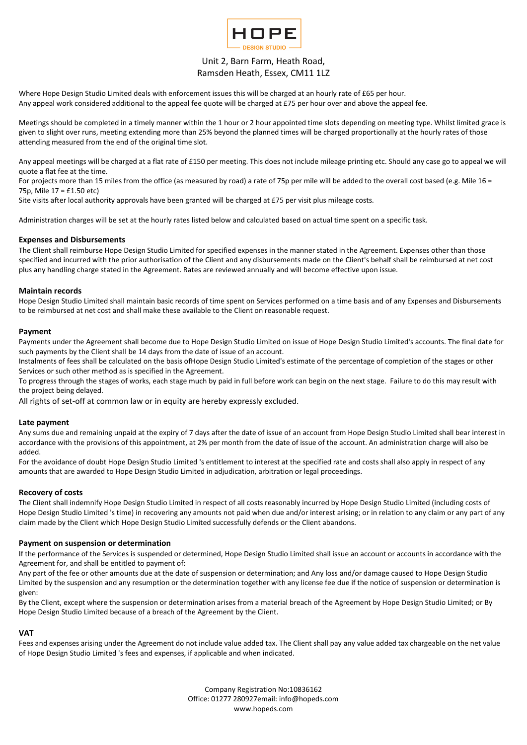Unit 2, Barn Farm, Heath Road,
Ramsden Heath, Essex, CM11 1LZ

Where Hope Design Studio Limited deals with enforcement issues this will be charged at an hourly rate of £65 per hour.
Any appeal work considered additional to the appeal fee quote will be charged at £75 per hour over and above the appeal fee.

Meetings should be completed in a timely manner within the 1 hour or 2 hour appointed time slots depending on meeting type. Whilst limited grace is given to slight over runs, meeting extending more than 25% beyond the planned times will be charged proportionally at the hourly rates of those attending measured from the end of the original time slot.

Any appeal meetings will be charged at a flat rate of £150 per meeting. This does not include mileage printing etc. Should any case go to appeal we will quote a flat fee at the time.
For projects more than 15 miles from the office (as measured by road) a rate of 75p per mile will be added to the overall cost based (e.g. Mile 16 = 75p, Mile 17 = £1.50 etc)
Site visits after local authority approvals have been granted will be charged at £75 per visit plus mileage costs.

Administration charges will be set at the hourly rates listed below and calculated based on actual time spent on a specific task.

**Expenses and Disbursements**

The Client shall reimburse Hope Design Studio Limited for specified expenses in the manner stated in the Agreement. Expenses other than those specified and incurred with the prior authorisation of the Client and any disbursements made on the Client's behalf shall be reimbursed at net cost plus any handling charge stated in the Agreement. Rates are reviewed annually and will become effective upon issue.

**Maintain records**

Hope Design Studio Limited shall maintain basic records of time spent on Services performed on a time basis and of any Expenses and Disbursements to be reimbursed at net cost and shall make these available to the Client on reasonable request.

**Payment**

Payments under the Agreement shall become due to Hope Design Studio Limited on issue of Hope Design Studio Limited's accounts. The final date for such payments by the Client shall be 14 days from the date of issue of an account.
Instalments of fees shall be calculated on the basis ofHope Design Studio Limited's estimate of the percentage of completion of the stages or other Services or such other method as is specified in the Agreement.
To progress through the stages of works, each stage much by paid in full before work can begin on the next stage. Failure to do this may result with the project being delayed.
All rights of set-off at common law or in equity are hereby expressly excluded.

**Late payment**

Any sums due and remaining unpaid at the expiry of 7 days after the date of issue of an account from Hope Design Studio Limited shall bear interest in accordance with the provisions of this appointment, at 2% per month from the date of issue of the account. An administration charge will also be added.
For the avoidance of doubt Hope Design Studio Limited 's entitlement to interest at the specified rate and costs shall also apply in respect of any amounts that are awarded to Hope Design Studio Limited in adjudication, arbitration or legal proceedings.

**Recovery of costs**

The Client shall indemnify Hope Design Studio Limited in respect of all costs reasonably incurred by Hope Design Studio Limited (including costs of Hope Design Studio Limited 's time) in recovering any amounts not paid when due and/or interest arising; or in relation to any claim or any part of any claim made by the Client which Hope Design Studio Limited successfully defends or the Client abandons.

**Payment on suspension or determination**

If the performance of the Services is suspended or determined, Hope Design Studio Limited shall issue an account or accounts in accordance with the Agreement for, and shall be entitled to payment of:
Any part of the fee or other amounts due at the date of suspension or determination; and Any loss and/or damage caused to Hope Design Studio Limited by the suspension and any resumption or the determination together with any license fee due if the notice of suspension or determination is given:
By the Client, except where the suspension or determination arises from a material breach of the Agreement by Hope Design Studio Limited; or By Hope Design Studio Limited because of a breach of the Agreement by the Client.

**VAT**

Fees and expenses arising under the Agreement do not include value added tax. The Client shall pay any value added tax chargeable on the net value of Hope Design Studio Limited 's fees and expenses, if applicable and when indicated.

Company Registration No:10836162
Office: 01277 280927email: info@hopeds.com
www.hopeds.com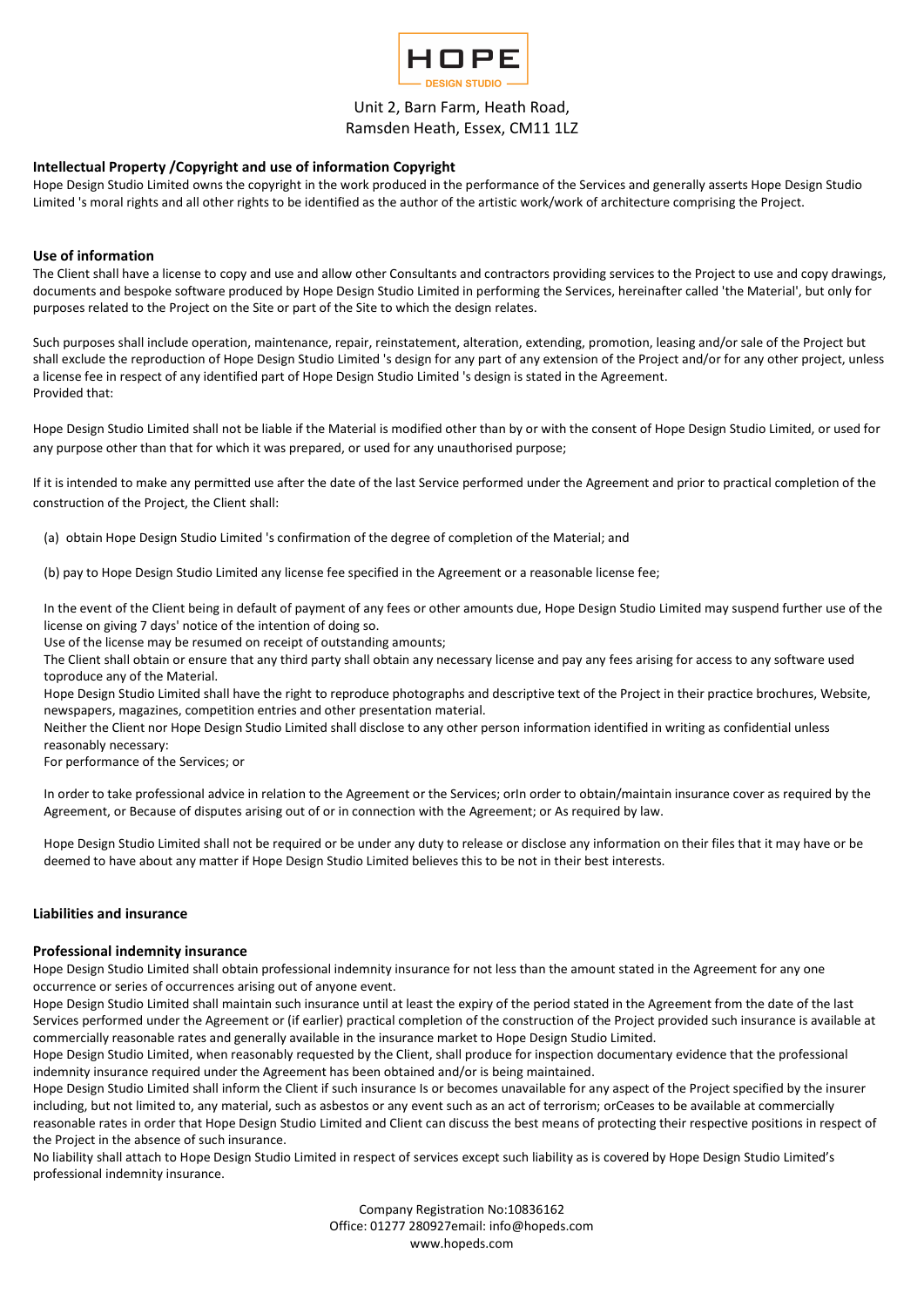Unit 2, Barn Farm, Heath Road,
Ramsden Heath, Essex, CM11 1LZ

## Intellectual Property /Copyright and use of information Copyright

Hope Design Studio Limited owns the copyright in the work produced in the performance of the Services and generally asserts Hope Design Studio Limited 's moral rights and all other rights to be identified as the author of the artistic work/work of architecture comprising the Project.

## Use of information

The Client shall have a license to copy and use and allow other Consultants and contractors providing services to the Project to use and copy drawings, documents and bespoke software produced by Hope Design Studio Limited in performing the Services, hereinafter called 'the Material', but only for purposes related to the Project on the Site or part of the Site to which the design relates.

Such purposes shall include operation, maintenance, repair, reinstatement, alteration, extending, promotion, leasing and/or sale of the Project but shall exclude the reproduction of Hope Design Studio Limited 's design for any part of any extension of the Project and/or for any other project, unless a license fee in respect of any identified part of Hope Design Studio Limited 's design is stated in the Agreement.
Provided that:

Hope Design Studio Limited shall not be liable if the Material is modified other than by or with the consent of Hope Design Studio Limited, or used for any purpose other than that for which it was prepared, or used for any unauthorised purpose;

If it is intended to make any permitted use after the date of the last Service performed under the Agreement and prior to practical completion of the construction of the Project, the Client shall:

(a) obtain Hope Design Studio Limited 's confirmation of the degree of completion of the Material; and

(b) pay to Hope Design Studio Limited any license fee specified in the Agreement or a reasonable license fee;

In the event of the Client being in default of payment of any fees or other amounts due, Hope Design Studio Limited may suspend further use of the license on giving 7 days' notice of the intention of doing so.
Use of the license may be resumed on receipt of outstanding amounts;
The Client shall obtain or ensure that any third party shall obtain any necessary license and pay any fees arising for access to any software used toproduce any of the Material.
Hope Design Studio Limited shall have the right to reproduce photographs and descriptive text of the Project in their practice brochures, Website, newspapers, magazines, competition entries and other presentation material.
Neither the Client nor Hope Design Studio Limited shall disclose to any other person information identified in writing as confidential unless reasonably necessary:
For performance of the Services; or

In order to take professional advice in relation to the Agreement or the Services; orIn order to obtain/maintain insurance cover as required by the Agreement, or Because of disputes arising out of or in connection with the Agreement; or As required by law.

Hope Design Studio Limited shall not be required or be under any duty to release or disclose any information on their files that it may have or be deemed to have about any matter if Hope Design Studio Limited believes this to be not in their best interests.

## Liabilities and insurance

## Professional indemnity insurance

Hope Design Studio Limited shall obtain professional indemnity insurance for not less than the amount stated in the Agreement for any one occurrence or series of occurrences arising out of anyone event.
Hope Design Studio Limited shall maintain such insurance until at least the expiry of the period stated in the Agreement from the date of the last Services performed under the Agreement or (if earlier) practical completion of the construction of the Project provided such insurance is available at commercially reasonable rates and generally available in the insurance market to Hope Design Studio Limited.
Hope Design Studio Limited, when reasonably requested by the Client, shall produce for inspection documentary evidence that the professional indemnity insurance required under the Agreement has been obtained and/or is being maintained.
Hope Design Studio Limited shall inform the Client if such insurance Is or becomes unavailable for any aspect of the Project specified by the insurer including, but not limited to, any material, such as asbestos or any event such as an act of terrorism; orCeases to be available at commercially reasonable rates in order that Hope Design Studio Limited and Client can discuss the best means of protecting their respective positions in respect of the Project in the absence of such insurance.
No liability shall attach to Hope Design Studio Limited in respect of services except such liability as is covered by Hope Design Studio Limited's professional indemnity insurance.

Company Registration No:10836162
Office: 01277 280927email: info@hopeds.com
www.hopeds.com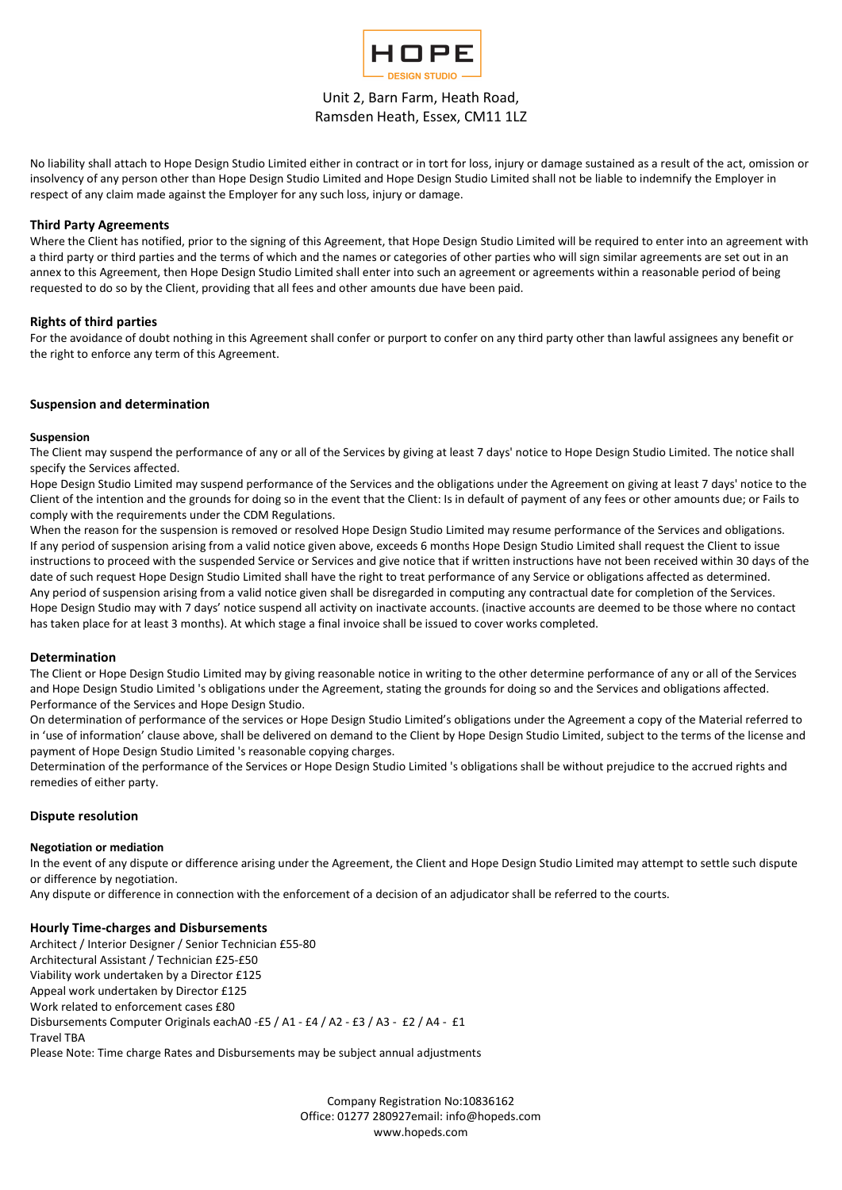No liability shall attach to Hope Design Studio Limited either in contract or in tort for loss, injury or damage sustained as a result of the act, omission or insolvency of any person other than Hope Design Studio Limited and Hope Design Studio shall not be liable to indemnify the Employer in respect of any claim made against the Employer for any such loss, injury or damage.

## Third Party Agreements

Where the Client has notified, prior to the signing of this Agreement, that Hope Design Studio Limited will be required to enter into an agreement with a third party or third parties and the terms of which and the names or categories of other parties who will sign similar agreements are set out in an annex to this Agreement, then Hope Design Studio Limited shall enter into such an agreement or agreements within a reasonable period of being requested to do so by the Client, providing that all fees and other amounts due have been paid.

## Rights of third parties

For the avoidance of doubt nothing in this Agreement shall confer or purport to confer on any third party other than lawful assignees any benefit or the right to enforce any term of this Agreement.

## Suspension and determination

### Suspension

The Client may suspend the performance of any or all of the Services by giving at least 7 days' notice to Hope Design Studio Limited. The notice shall specify the Services affected.

Hope Design Studio Limited may suspend performance of the Services and the obligations under the Agreement on giving at least 7 days' notice to the Client of the intention and the grounds for doing so in the event that the Client: Is in default of payment of any fees or other amounts due; or Fails to comply with the requirements under the CDM Regulations.

When the reason for the suspension is removed or resolved Hope Design Studio Limited may resume performance of the Services and obligations.

If any period of suspension arising from a valid notice given above, exceeds 6 months Hope Design Studio Limited shall request the Client to issue instructions to proceed with the suspended Service or Services and give notice that if written instructions have not been received within 30 days of the date of such request Hope Design Studio Limited shall have the right to treat performance of any Service or obligations affected as determined.

Any period of suspension arising from a valid notice given shall be disregarded in computing any contractual date for completion of the Services.

Hope Design Studio may with 7 days' notice suspend all activity on inactivate accounts. (inactive accounts are deemed to be those where no contact has taken place for at least 3 months). At which stage a final invoice shall be issued to cover works completed.

## Determination

The Client or Hope Design Studio Limited may by giving reasonable notice in writing to the other determine performance of any or all of the Services and Hope Design Studio Limited 's obligations under the Agreement, stating the grounds for doing so and the Services and obligations affected. Performance of the Services and Hope Design Studio.

On determination of performance of the services or Hope Design Studio Limited's obligations under the Agreement a copy of the Material referred to in 'use of information' clause above, shall be delivered on demand to the Client by Hope Design Studio Limited, subject to the terms of the license and payment of Hope Design Studio Limited 's reasonable copying charges.

Determination of the performance of the Services or Hope Design Studio Limited 's obligations shall be without prejudice to the accrued rights and remedies of either party.

## Dispute resolution

### Negotiation or mediation

In the event of any dispute or difference arising under the Agreement, the Client and Hope Design Studio Limited may attempt to settle such dispute or difference by negotiation.

Any dispute or difference in connection with the enforcement of a decision of an adjudicator shall be referred to the courts.

## Hourly Time-charges and Disbursements

Architect / Interior Designer / Senior Technician £55-80
Architectural Assistant / Technician £25-£50
Viability work undertaken by a Director £125
Appeal work undertaken by Director £125
Work related to enforcement cases £80
Disbursements Computer Originals eachA0 -£5 / A1 - £4 / A2 - £3 / A3 - £2 / A4 - £1
Travel TBA
Please Note: Time charge Rates and Disbursements may be subject annual adjustments